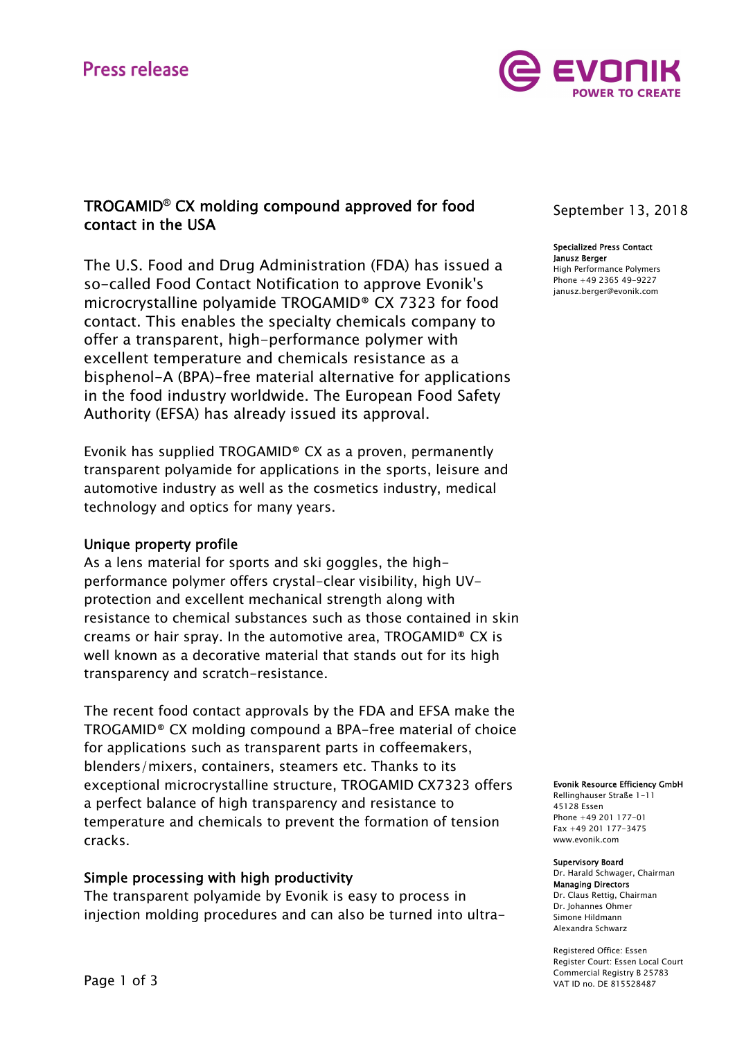Press release

September 13, 2018

**Specialized Press Contact**
**Janusz Berger**
High Performance Polymers
Phone +49 2365 49-9227
janusz.berger@evonik.com

# TROGAMID® CX molding compound approved for food contact in the USA

The U.S. Food and Drug Administration (FDA) has issued a so-called Food Contact Notification to approve Evonik's microcrystalline polyamide TROGAMID® CX 7323 for food contact. This enables the specialty chemicals company to offer a transparent, high-performance polymer with excellent temperature and chemicals resistance as a bisphenol-A (BPA)-free material alternative for applications in the food industry worldwide. The European Food Safety Authority (EFSA) has already issued its approval.

Evonik has supplied TROGAMID® CX as a proven, permanently transparent polyamide for applications in the sports, leisure and automotive industry as well as the cosmetics industry, medical technology and optics for many years.

## Unique property profile

As a lens material for sports and ski goggles, the high-performance polymer offers crystal-clear visibility, high UV-protection and excellent mechanical strength along with resistance to chemical substances such as those contained in skin creams or hair spray. In the automotive area, TROGAMID® CX is well known as a decorative material that stands out for its high transparency and scratch-resistance.

The recent food contact approvals by the FDA and EFSA make the TROGAMID® CX molding compound a BPA-free material of choice for applications such as transparent parts in coffeemakers, blenders/mixers, containers, steamers etc. Thanks to its exceptional microcrystalline structure, TROGAMID CX7323 offers a perfect balance of high transparency and resistance to temperature and chemicals to prevent the formation of tension cracks.

## Simple processing with high productivity

The transparent polyamide by Evonik is easy to process in injection molding procedures and can also be turned into ultra-

**Evonik Resource Efficiency GmbH**
Rellinghauser Straße 1-11
45128 Essen
Phone +49 201 177-01
Fax +49 201 177-3475
www.evonik.com

**Supervisory Board**
Dr. Harald Schwager, Chairman
**Managing Directors**
Dr. Claus Rettig, Chairman
Dr. Johannes Ohmer
Simone Hildmann
Alexandra Schwarz

Registered Office: Essen
Register Court: Essen Local Court
Commercial Registry B 25783
VAT ID no. DE 815528487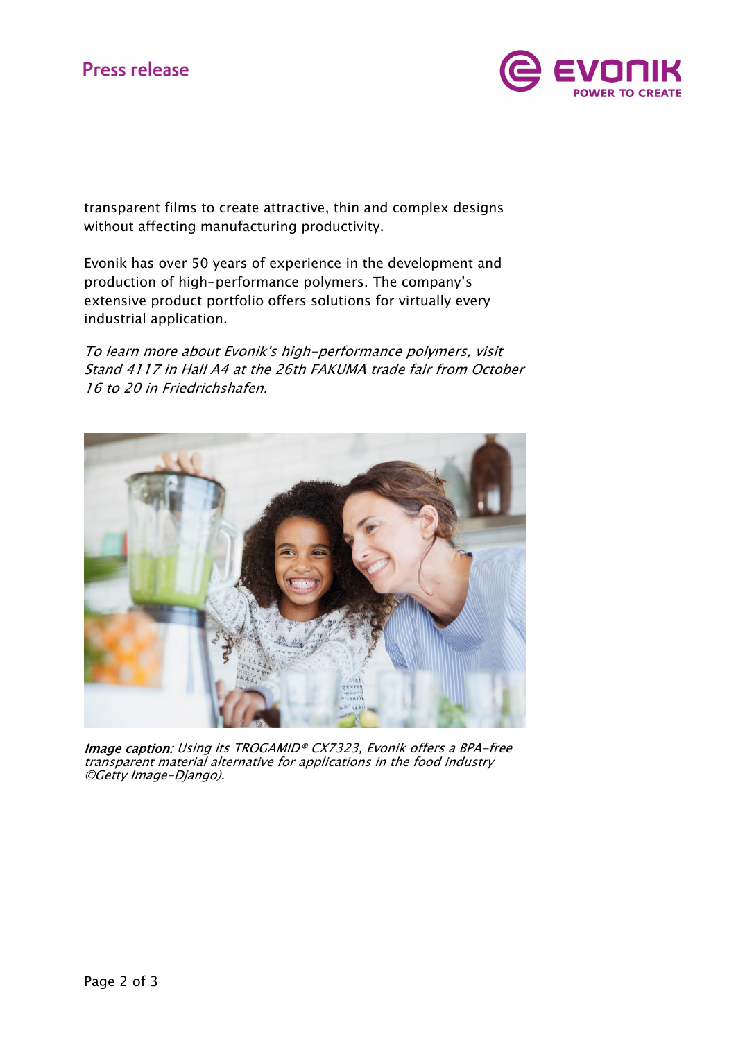transparent films to create attractive, thin and complex designs without affecting manufacturing productivity.

Evonik has over 50 years of experience in the development and production of high-performance polymers. The company's extensive product portfolio offers solutions for virtually every industrial application.

*To learn more about Evonik's high-performance polymers, visit Stand 4117 in Hall A4 at the 26th FAKUMA trade fair from October 16 to 20 in Friedrichshafen.*

***Image caption:*** *Using its TROGAMID® CX7323, Evonik offers a BPA-free transparent material alternative for applications in the food industry ©Getty Image-Django).*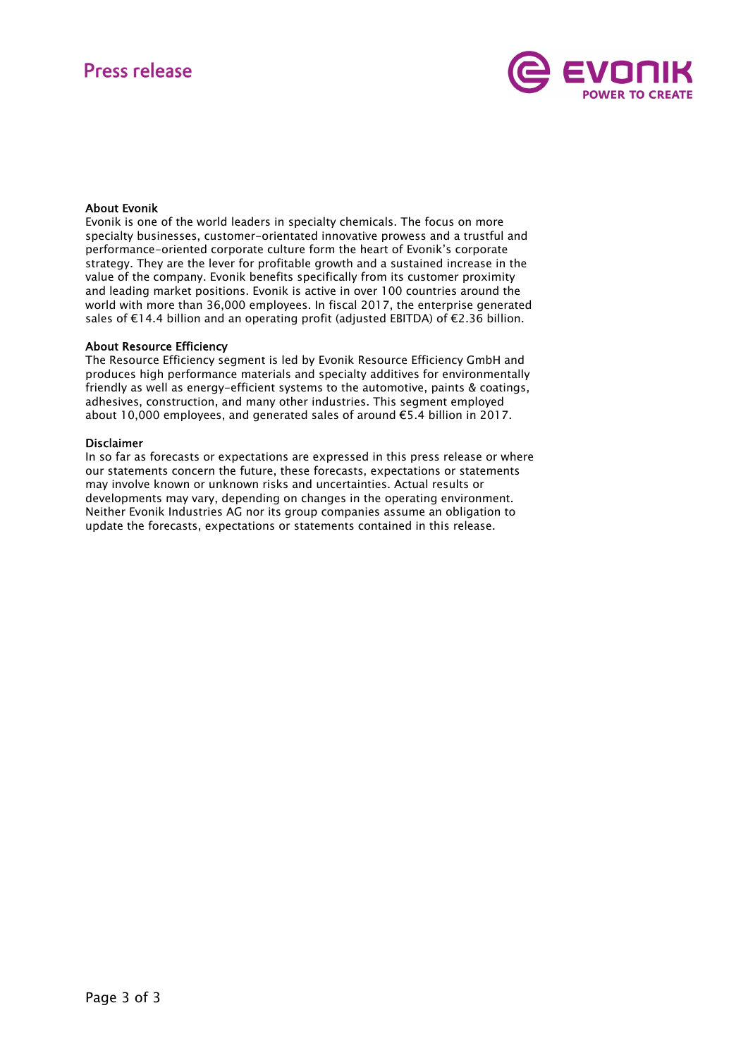**About Evonik**
Evonik is one of the world leaders in specialty chemicals. The focus on more specialty businesses, customer-orientated innovative prowess and a trustful and performance-oriented corporate culture form the heart of Evonik's corporate strategy. They are the lever for profitable growth and a sustained increase in the value of the company. Evonik benefits specifically from its customer proximity and leading market positions. Evonik is active in over 100 countries around the world with more than 36,000 employees. In fiscal 2017, the enterprise generated sales of €14.4 billion and an operating profit (adjusted EBITDA) of €2.36 billion.

**About Resource Efficiency**
The Resource Efficiency segment is led by Evonik Resource Efficiency GmbH and produces high performance materials and specialty additives for environmentally friendly as well as energy-efficient systems to the automotive, paints & coatings, adhesives, construction, and many other industries. This segment employed about 10,000 employees, and generated sales of around €5.4 billion in 2017.

**Disclaimer**
In so far as forecasts or expectations are expressed in this press release or where our statements concern the future, these forecasts, expectations or statements may involve known or unknown risks and uncertainties. Actual results or developments may vary, depending on changes in the operating environment. Neither Evonik Industries AG nor its group companies assume an obligation to update the forecasts, expectations or statements contained in this release.